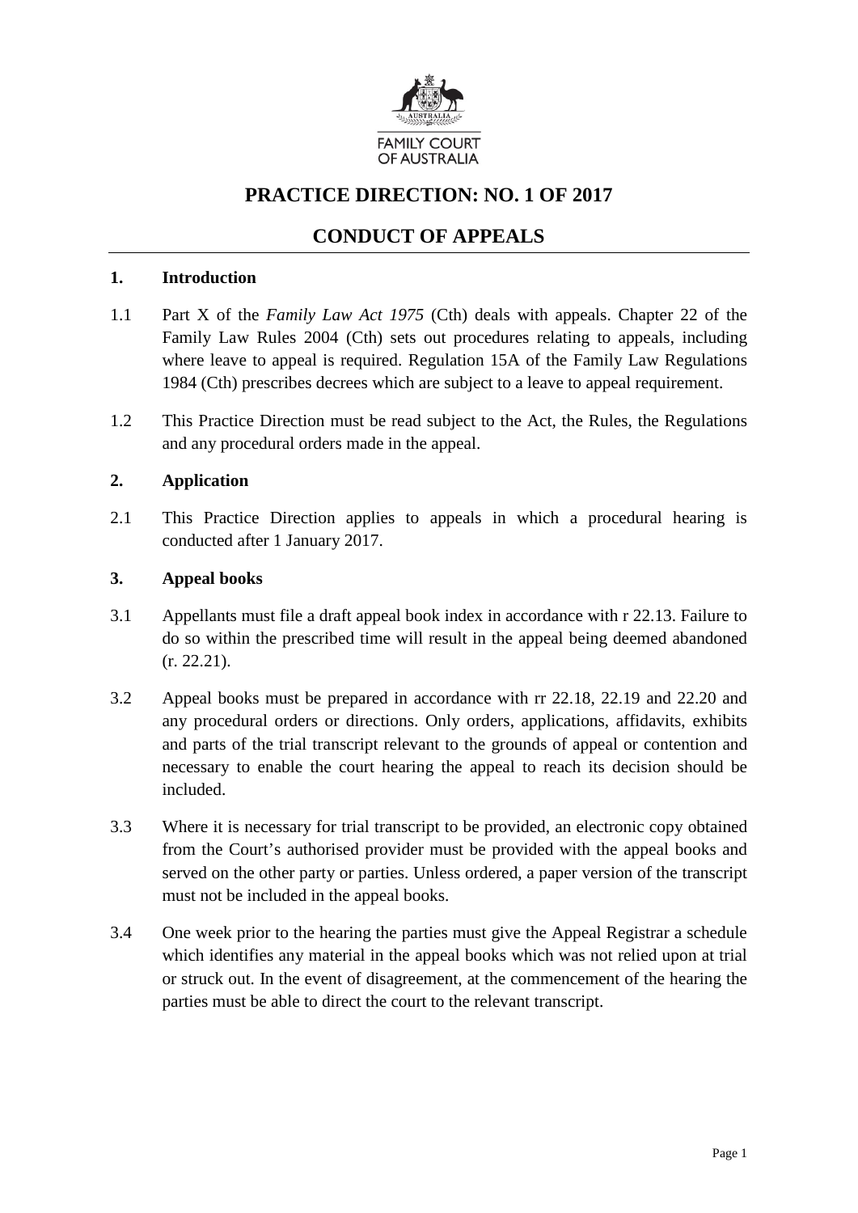FAMILY COURT OF AUSTRALIA

# PRACTICE DIRECTION: NO. 1 OF 2017

## CONDUCT OF APPEALS

### 1. Introduction

1.1 Part X of the *Family Law Act 1975* (Cth) deals with appeals. Chapter 22 of the Family Law Rules 2004 (Cth) sets out procedures relating to appeals, including where leave to appeal is required. Regulation 15A of the Family Law Regulations 1984 (Cth) prescribes decrees which are subject to a leave to appeal requirement.

1.2 This Practice Direction must be read subject to the Act, the Rules, the Regulations and any procedural orders made in the appeal.

### 2. Application

2.1 This Practice Direction applies to appeals in which a procedural hearing is conducted after 1 January 2017.

### 3. Appeal books

3.1 Appellants must file a draft appeal book index in accordance with r 22.13. Failure to do so within the prescribed time will result in the appeal being deemed abandoned (r. 22.21).

3.2 Appeal books must be prepared in accordance with rr 22.18, 22.19 and 22.20 and any procedural orders or directions. Only orders, applications, affidavits, exhibits and parts of the trial transcript relevant to the grounds of appeal or contention and necessary to enable the court hearing the appeal to reach its decision should be included.

3.3 Where it is necessary for trial transcript to be provided, an electronic copy obtained from the Court's authorised provider must be provided with the appeal books and served on the other party or parties. Unless ordered, a paper version of the transcript must not be included in the appeal books.

3.4 One week prior to the hearing the parties must give the Appeal Registrar a schedule which identifies any material in the appeal books which was not relied upon at trial or struck out. In the event of disagreement, at the commencement of the hearing the parties must be able to direct the court to the relevant transcript.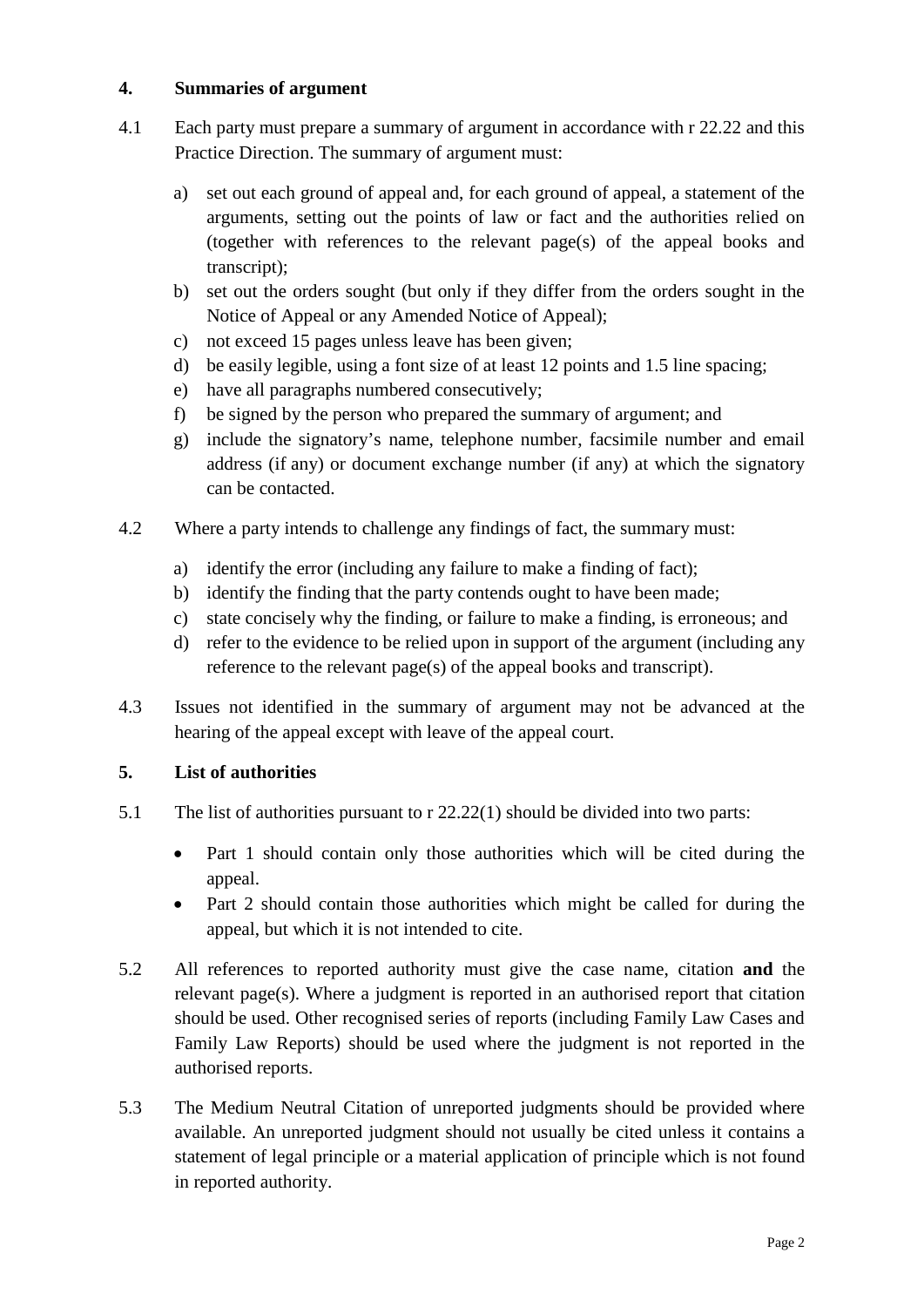## 4. Summaries of argument

4.1 Each party must prepare a summary of argument in accordance with r 22.22 and this Practice Direction. The summary of argument must:

a) set out each ground of appeal and, for each ground of appeal, a statement of the arguments, setting out the points of law or fact and the authorities relied on (together with references to the relevant page(s) of the appeal books and transcript);
b) set out the orders sought (but only if they differ from the orders sought in the Notice of Appeal or any Amended Notice of Appeal);
c) not exceed 15 pages unless leave has been given;
d) be easily legible, using a font size of at least 12 points and 1.5 line spacing;
e) have all paragraphs numbered consecutively;
f) be signed by the person who prepared the summary of argument; and
g) include the signatory's name, telephone number, facsimile number and email address (if any) or document exchange number (if any) at which the signatory can be contacted.

4.2 Where a party intends to challenge any findings of fact, the summary must:

a) identify the error (including any failure to make a finding of fact);
b) identify the finding that the party contends ought to have been made;
c) state concisely why the finding, or failure to make a finding, is erroneous; and
d) refer to the evidence to be relied upon in support of the argument (including any reference to the relevant page(s) of the appeal books and transcript).

4.3 Issues not identified in the summary of argument may not be advanced at the hearing of the appeal except with leave of the appeal court.

## 5. List of authorities

5.1 The list of authorities pursuant to r 22.22(1) should be divided into two parts:

- Part 1 should contain only those authorities which will be cited during the appeal.
- Part 2 should contain those authorities which might be called for during the appeal, but which it is not intended to cite.

5.2 All references to reported authority must give the case name, citation **and** the relevant page(s). Where a judgment is reported in an authorised report that citation should be used. Other recognised series of reports (including Family Law Cases and Family Law Reports) should be used where the judgment is not reported in the authorised reports.

5.3 The Medium Neutral Citation of unreported judgments should be provided where available. An unreported judgment should not usually be cited unless it contains a statement of legal principle or a material application of principle which is not found in reported authority.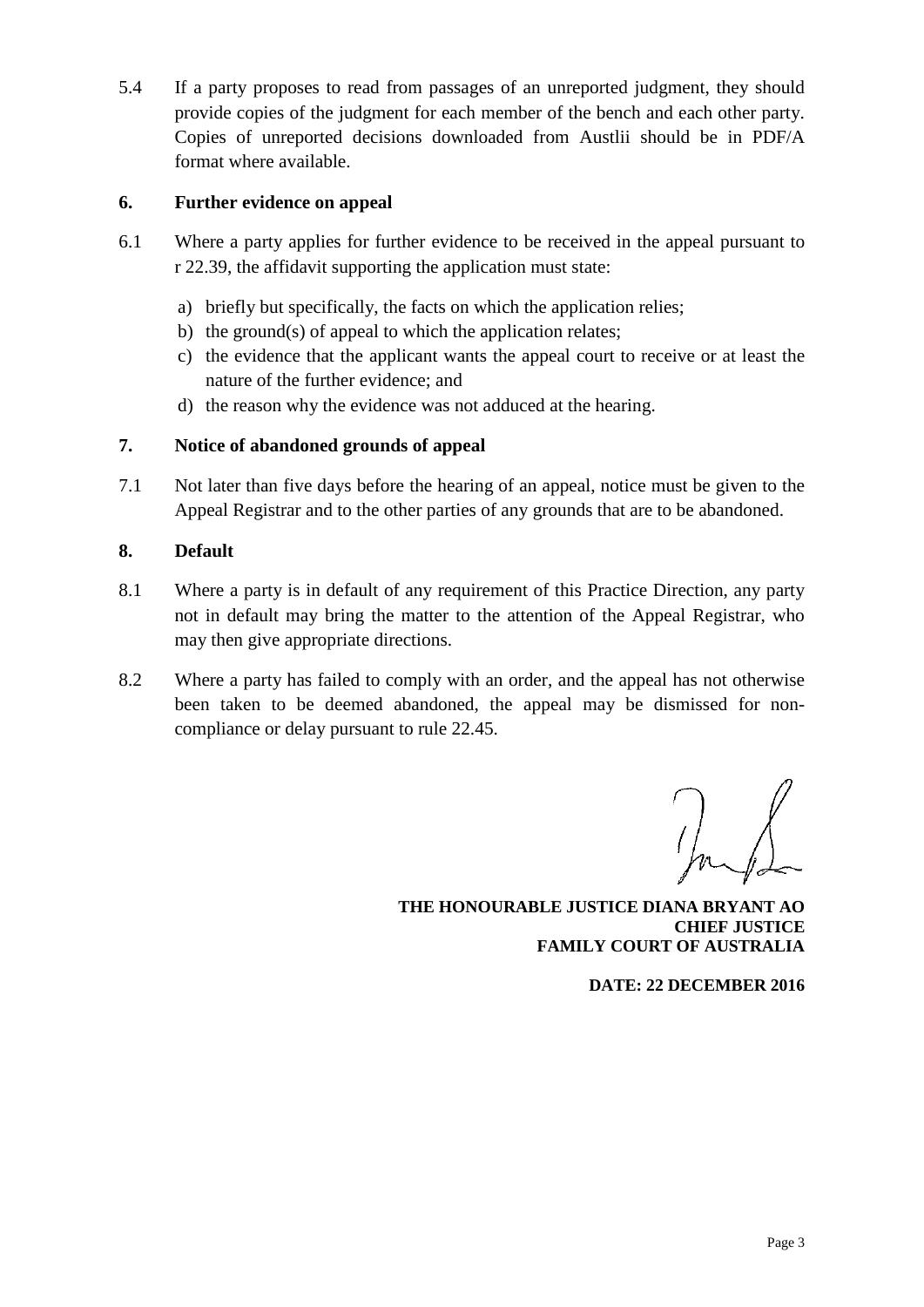5.4 If a party proposes to read from passages of an unreported judgment, they should provide copies of the judgment for each member of the bench and each other party. Copies of unreported decisions downloaded from Austlii should be in PDF/A format where available.

## 6. Further evidence on appeal

6.1 Where a party applies for further evidence to be received in the appeal pursuant to r 22.39, the affidavit supporting the application must state:

a) briefly but specifically, the facts on which the application relies;
b) the ground(s) of appeal to which the application relates;
c) the evidence that the applicant wants the appeal court to receive or at least the nature of the further evidence; and
d) the reason why the evidence was not adduced at the hearing.

## 7. Notice of abandoned grounds of appeal

7.1 Not later than five days before the hearing of an appeal, notice must be given to the Appeal Registrar and to the other parties of any grounds that are to be abandoned.

## 8. Default

8.1 Where a party is in default of any requirement of this Practice Direction, any party not in default may bring the matter to the attention of the Appeal Registrar, who may then give appropriate directions.

8.2 Where a party has failed to comply with an order, and the appeal has not otherwise been taken to be deemed abandoned, the appeal may be dismissed for non-compliance or delay pursuant to rule 22.45.

**THE HONOURABLE JUSTICE DIANA BRYANT AO**
**CHIEF JUSTICE**
**FAMILY COURT OF AUSTRALIA**

**DATE: 22 DECEMBER 2016**